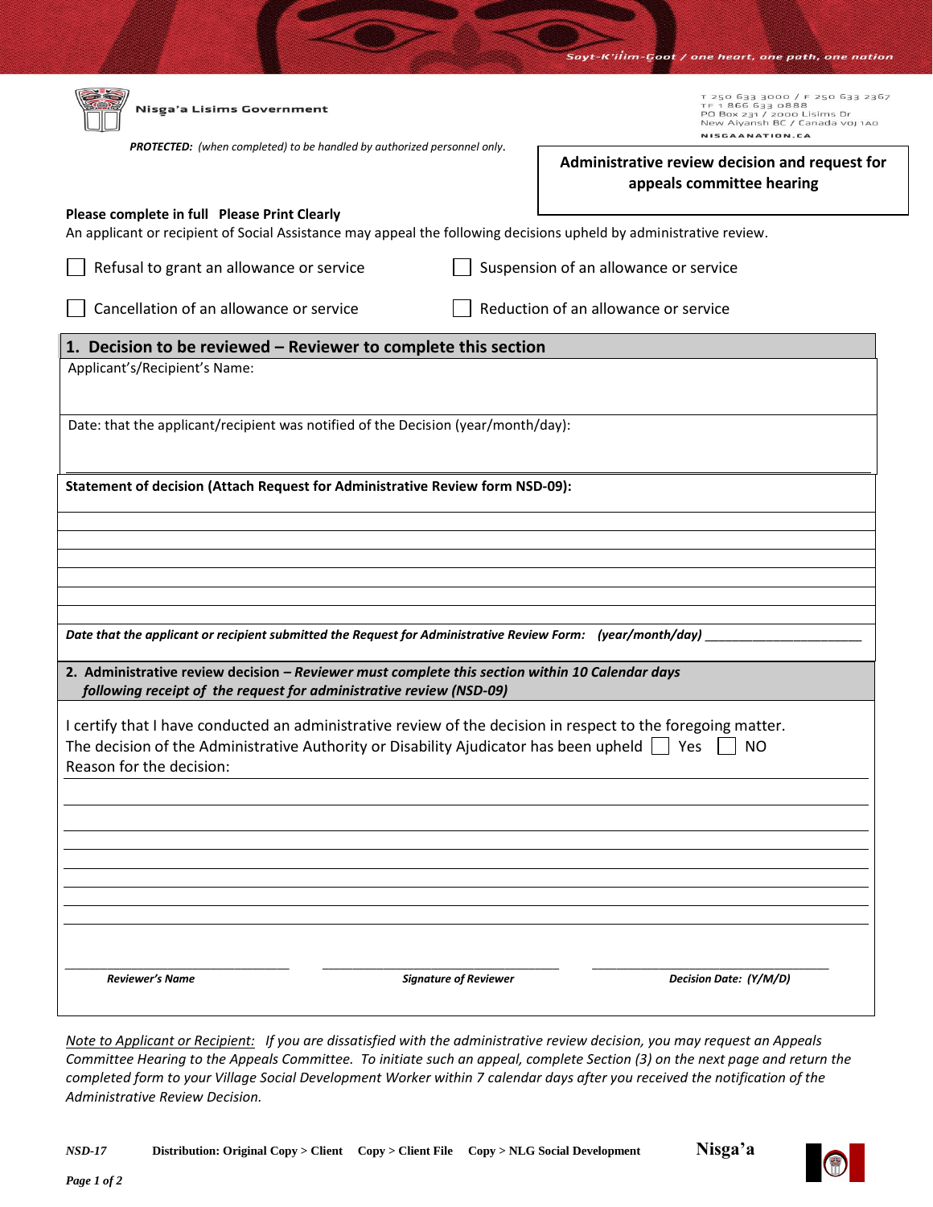Sayt-K'ilim-Goot / one heart, one path, one nation

Nisga'a Lisims Government

T 250 633 3000 / F 250 633 2367
TF 1 866 633 0888
PO Box 231 / 2000 Lisims Dr
New Aiyansh BC / Canada V0J 1A0
NISGAANATION.CA

***PROTECTED:*** *(when completed) to be handled by authorized personnel only.*

# Administrative review decision and request for appeals committee hearing

**Please complete in full Please Print Clearly**

An applicant or recipient of Social Assistance may appeal the following decisions upheld by administrative review.

☐ Refusal to grant an allowance or service ☐ Suspension of an allowance or service

☐ Cancellation of an allowance or service ☐ Reduction of an allowance or service

## 1. Decision to be reviewed – Reviewer to complete this section

Applicant's/Recipient's Name:

Date: that the applicant/recipient was notified of the Decision (year/month/day):

**Statement of decision (Attach Request for Administrative Review form NSD-09):**

***Date that the applicant or recipient submitted the Request for Administrative Review Form: (year/month/day)*** ______________________

## 2. Administrative review decision – *Reviewer must complete this section within 10 Calendar days following receipt of the request for administrative review (NSD-09)*

I certify that I have conducted an administrative review of the decision in respect to the foregoing matter.
The decision of the Administrative Authority or Disability Ajudicator has been upheld ☐ Yes ☐ NO
Reason for the decision:

______________________ ______________________ ______________________
***Reviewer's Name*** ***Signature of Reviewer*** ***Decision Date: (Y/M/D)***

*Note to Applicant or Recipient: If you are dissatisfied with the administrative review decision, you may request an Appeals Committee Hearing to the Appeals Committee. To initiate such an appeal, complete Section (3) on the next page and return the completed form to your Village Social Development Worker within 7 calendar days after you received the notification of the Administrative Review Decision.*

***NSD-17*** **Distribution: Original Copy > Client Copy > Client File Copy > NLG Social Development** **Nisga'a**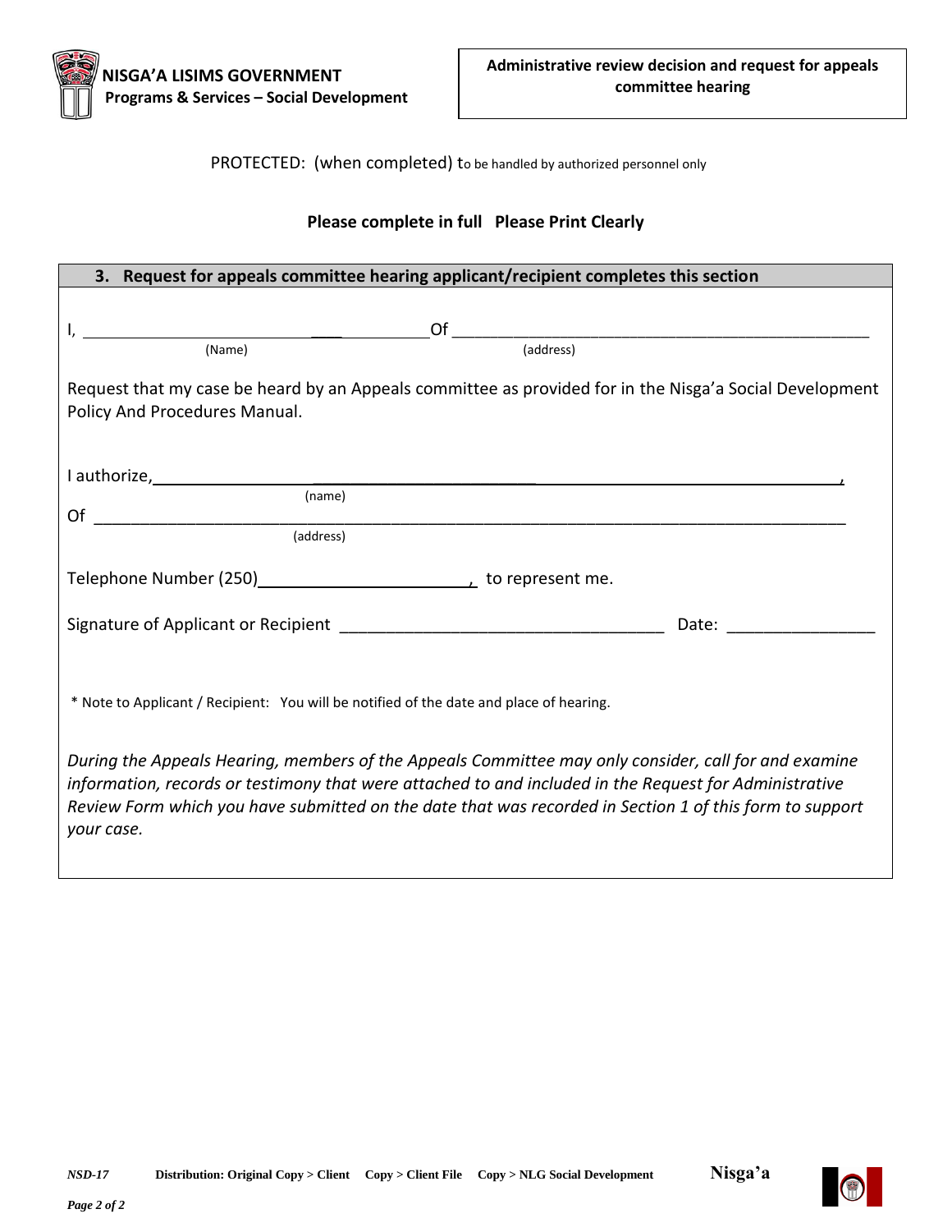**NISGA'A LISIMS GOVERNMENT**
**Programs & Services – Social Development**

**Administrative review decision and request for appeals committee hearing**

PROTECTED: (when completed) to be handled by authorized personnel only

**Please complete in full Please Print Clearly**

## 3. Request for appeals committee hearing applicant/recipient completes this section

I, ______________________________________ Of ______________________________________
(Name) (address)

Request that my case be heard by an Appeals committee as provided for in the Nisga'a Social Development Policy And Procedures Manual.

I authorize, ______________________________________,
(name)

Of ______________________________________
(address)

Telephone Number (250) ______________________, to represent me.

Signature of Applicant or Recipient ______________________________ Date: ______________

* Note to Applicant / Recipient: You will be notified of the date and place of hearing.

*During the Appeals Hearing, members of the Appeals Committee may only consider, call for and examine information, records or testimony that were attached to and included in the Request for Administrative Review Form which you have submitted on the date that was recorded in Section 1 of this form to support your case.*

*NSD-17* **Distribution: Original Copy > Client Copy > Client File Copy > NLG Social Development**

**Nisga'a**